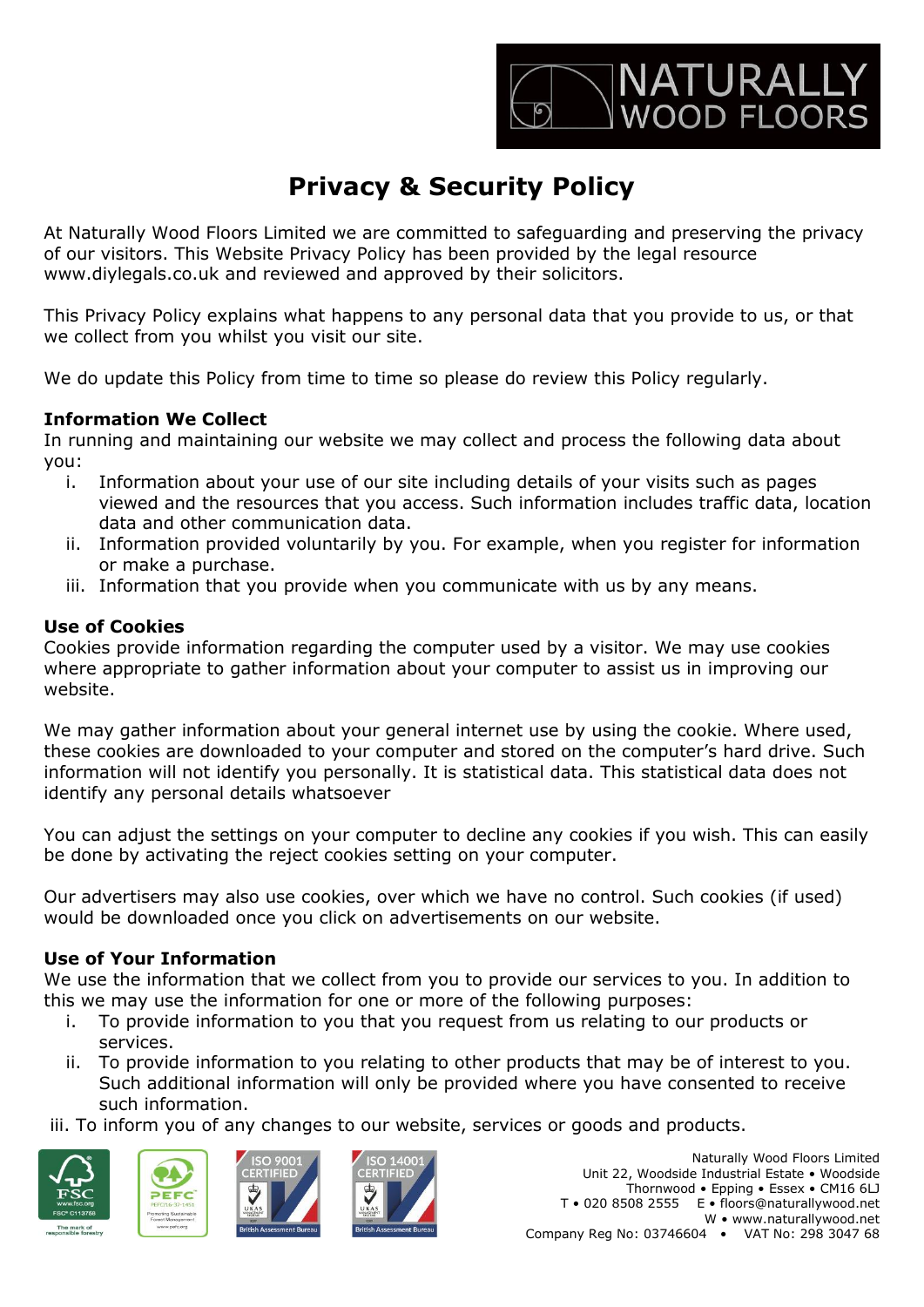# Privacy & Security Policy

At Naturally Wood Floors Limited we are committed to safeguarding and preserving the privacy of our visitors. This Website Privacy Policy has been provided by the legal resource www.diylegals.co.uk and reviewed and approved by their solicitors.

This Privacy Policy explains what happens to any personal data that you provide to us, or that we collect from you whilst you visit our site.

We do update this Policy from time to time so please do review this Policy regularly.

**Information We Collect**

In running and maintaining our website we may collect and process the following data about you:

i. Information about your use of our site including details of your visits such as pages viewed and the resources that you access. Such information includes traffic data, location data and other communication data.
ii. Information provided voluntarily by you. For example, when you register for information or make a purchase.
iii. Information that you provide when you communicate with us by any means.

**Use of Cookies**

Cookies provide information regarding the computer used by a visitor. We may use cookies where appropriate to gather information about your computer to assist us in improving our website.

We may gather information about your general internet use by using the cookie. Where used, these cookies are downloaded to your computer and stored on the computer's hard drive. Such information will not identify you personally. It is statistical data. This statistical data does not identify any personal details whatsoever

You can adjust the settings on your computer to decline any cookies if you wish. This can easily be done by activating the reject cookies setting on your computer.

Our advertisers may also use cookies, over which we have no control. Such cookies (if used) would be downloaded once you click on advertisements on our website.

**Use of Your Information**

We use the information that we collect from you to provide our services to you. In addition to this we may use the information for one or more of the following purposes:

i. To provide information to you that you request from us relating to our products or services.
ii. To provide information to you relating to other products that may be of interest to you. Such additional information will only be provided where you have consented to receive such information.
iii. To inform you of any changes to our website, services or goods and products.

Naturally Wood Floors Limited
Unit 22, Woodside Industrial Estate • Woodside
Thornwood • Epping • Essex • CM16 6LJ
T • 020 8508 2555 E • floors@naturallywood.net
W • www.naturallywood.net
Company Reg No: 03746604 • VAT No: 298 3047 68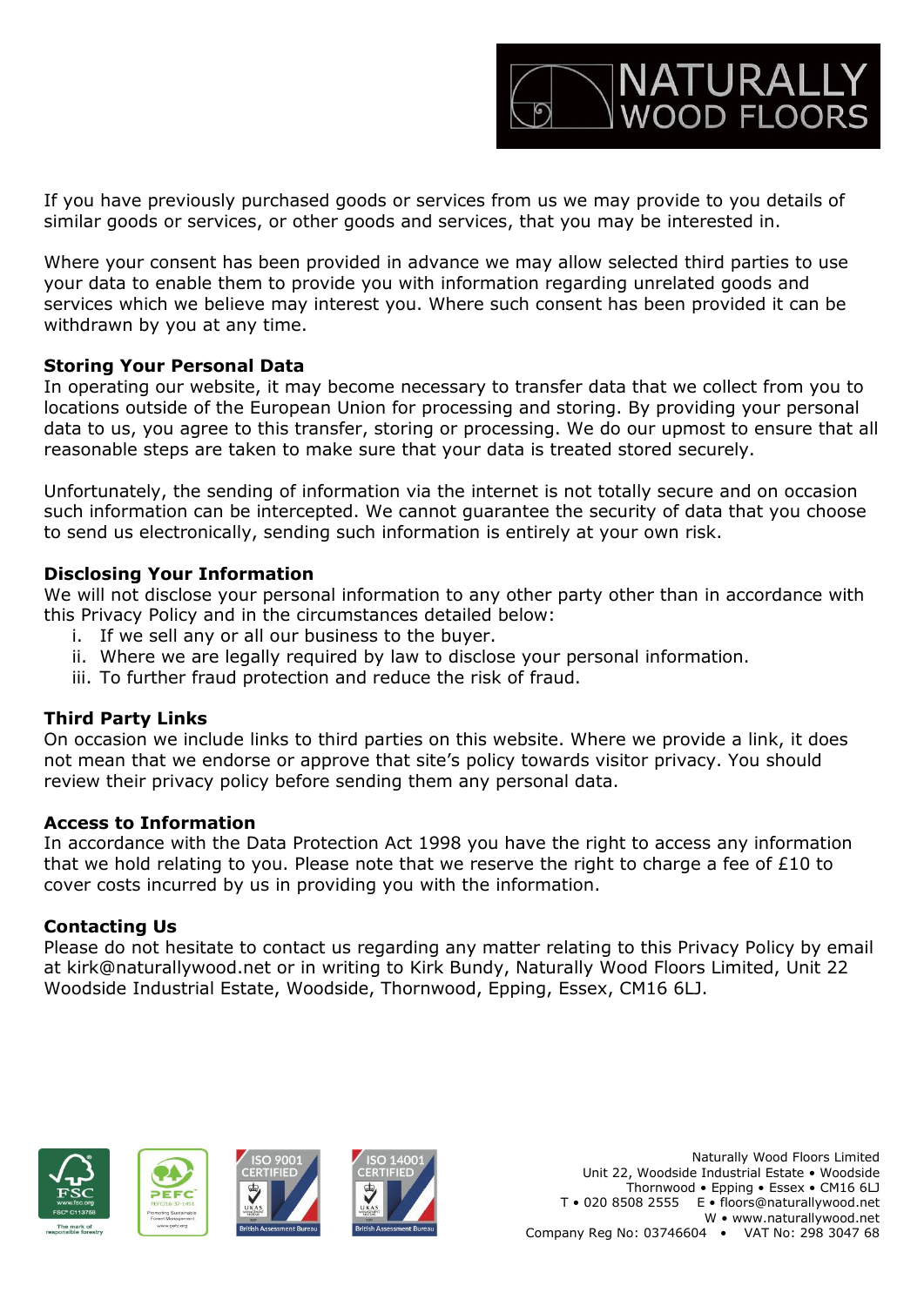If you have previously purchased goods or services from us we may provide to you details of similar goods or services, or other goods and services, that you may be interested in.

Where your consent has been provided in advance we may allow selected third parties to use your data to enable them to provide you with information regarding unrelated goods and services which we believe may interest you. Where such consent has been provided it can be withdrawn by you at any time.

**Storing Your Personal Data**

In operating our website, it may become necessary to transfer data that we collect from you to locations outside of the European Union for processing and storing. By providing your personal data to us, you agree to this transfer, storing or processing. We do our upmost to ensure that all reasonable steps are taken to make sure that your data is treated stored securely.

Unfortunately, the sending of information via the internet is not totally secure and on occasion such information can be intercepted. We cannot guarantee the security of data that you choose to send us electronically, sending such information is entirely at your own risk.

**Disclosing Your Information**

We will not disclose your personal information to any other party other than in accordance with this Privacy Policy and in the circumstances detailed below:

i. If we sell any or all our business to the buyer.
ii. Where we are legally required by law to disclose your personal information.
iii. To further fraud protection and reduce the risk of fraud.

**Third Party Links**

On occasion we include links to third parties on this website. Where we provide a link, it does not mean that we endorse or approve that site's policy towards visitor privacy. You should review their privacy policy before sending them any personal data.

**Access to Information**

In accordance with the Data Protection Act 1998 you have the right to access any information that we hold relating to you. Please note that we reserve the right to charge a fee of £10 to cover costs incurred by us in providing you with the information.

**Contacting Us**

Please do not hesitate to contact us regarding any matter relating to this Privacy Policy by email at kirk@naturallywood.net or in writing to Kirk Bundy, Naturally Wood Floors Limited, Unit 22 Woodside Industrial Estate, Woodside, Thornwood, Epping, Essex, CM16 6LJ.